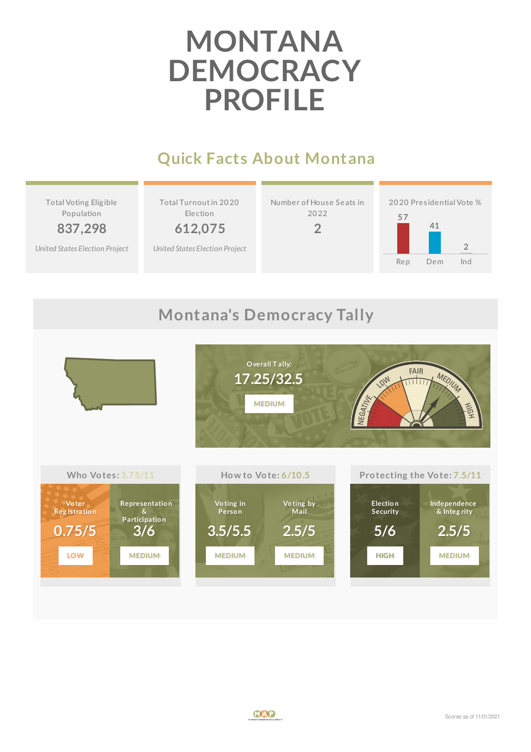# MONTANA DEMOCRACY PROFILE

## Quick Facts About Montana

| Total Voting Eligible Population | Total Turnout in 2020 Election | Number of House Seats in 2022 | 2020 Presidential Vote % |
|---|---|---|---|
| 837,298 | 612,075 | 2 | Rep 57, Dem 41, Ind 2 |
| *United States Election Project* | *United States Election Project* | | |

## Montana's Democracy Tally

Overall Tally: 17.25/32.5

MEDIUM

NEGATIVE | LOW | FAIR | MEDIUM | HIGH

### Who Votes: 3.75/11

| Voter Registration | Representation & Participation |
|---|---|
| 0.75/5 | 3/6 |
| LOW | MEDIUM |

### How to Vote: 6/10.5

| Voting in Person | Voting by Mail |
|---|---|
| 3.5/5.5 | 2.5/5 |
| MEDIUM | MEDIUM |

### Protecting the Vote: 7.5/11

| Election Security | Independence & Integrity |
|---|---|
| 5/6 | 2.5/5 |
| HIGH | MEDIUM |

Scores as of 11/01/2021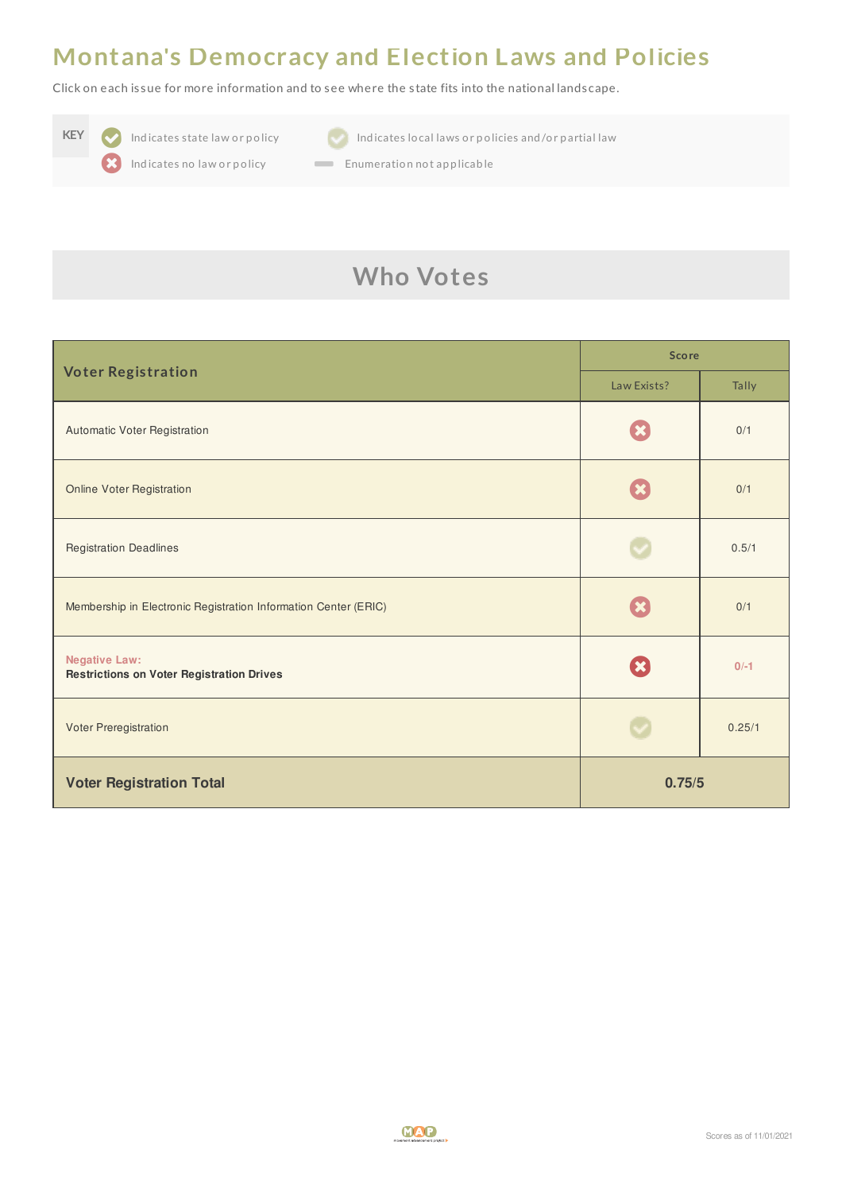# Montana's Democracy and Election Laws and Policies

Click on each issue for more information and to see where the state fits into the national landscape.

| KEY | |
|---|---|
| ✔ Indicates state law or policy | ✔ Indicates local laws or policies and/or partial law |
| ✖ Indicates no law or policy | — Enumeration not applicable |

## Who Votes

| Voter Registration | Score | |
|---|---|---|
| | Law Exists? | Tally |
| Automatic Voter Registration | ✖ | 0/1 |
| Online Voter Registration | ✖ | 0/1 |
| Registration Deadlines | ✔ (partial) | 0.5/1 |
| Membership in Electronic Registration Information Center (ERIC) | ✖ | 0/1 |
| Negative Law: **Restrictions on Voter Registration Drives** | ✖ | 0/-1 |
| Voter Preregistration | ✔ (partial) | 0.25/1 |
| **Voter Registration Total** | **0.75/5** | |

Scores as of 11/01/2021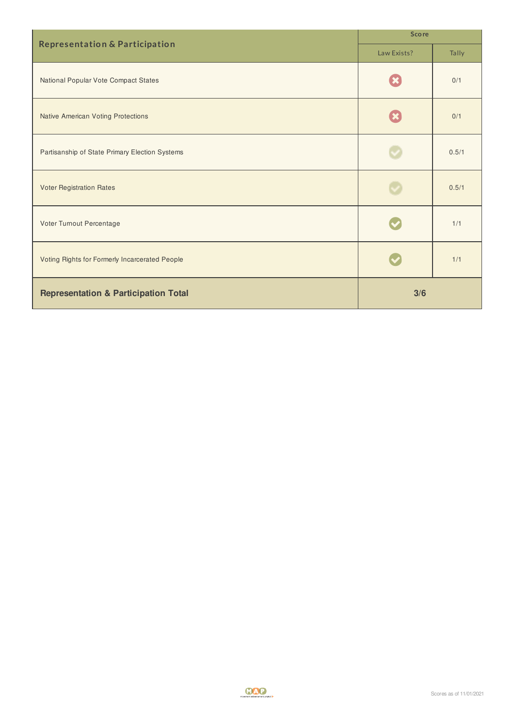| Representation & Participation | Score | |
|---|---|---|
| | Law Exists? | Tally |
| National Popular Vote Compact States | ✖ | 0/1 |
| Native American Voting Protections | ✖ | 0/1 |
| Partisanship of State Primary Election Systems | ✔ | 0.5/1 |
| Voter Registration Rates | ✔ | 0.5/1 |
| Voter Turnout Percentage | ✔ | 1/1 |
| Voting Rights for Formerly Incarcerated People | ✔ | 1/1 |
| **Representation & Participation Total** | **3/6** | |

Scores as of 11/01/2021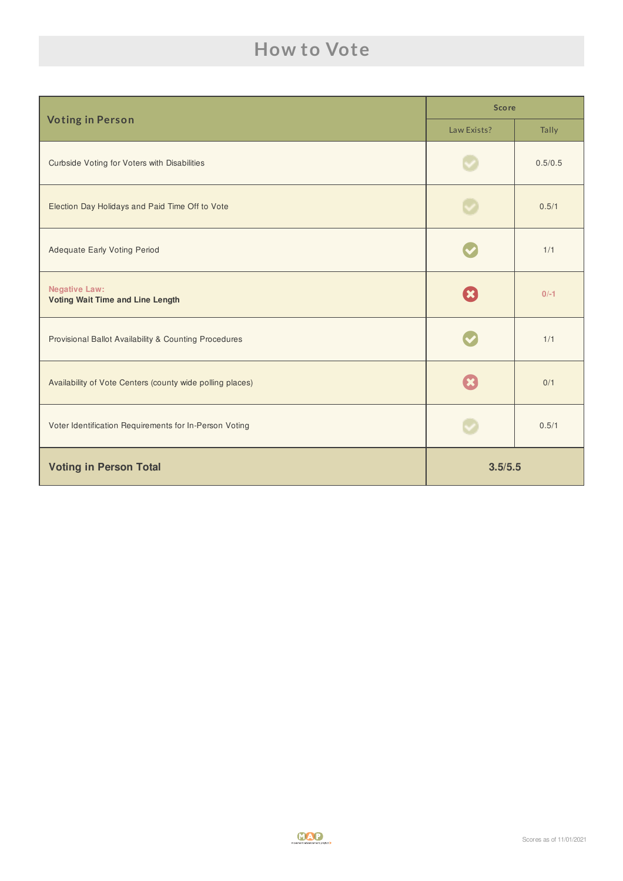# How to Vote

| Voting in Person | Score | |
|---|---|---|
| | Law Exists? | Tally |
| Curbside Voting for Voters with Disabilities | ✓ | 0.5/0.5 |
| Election Day Holidays and Paid Time Off to Vote | ✓ | 0.5/1 |
| Adequate Early Voting Period | ✓ | 1/1 |
| Negative Law: **Voting Wait Time and Line Length** | ✗ | 0/-1 |
| Provisional Ballot Availability & Counting Procedures | ✓ | 1/1 |
| Availability of Vote Centers (county wide polling places) | ✗ | 0/1 |
| Voter Identification Requirements for In-Person Voting | ✓ | 0.5/1 |
| **Voting in Person Total** | **3.5/5.5** | |

Scores as of 11/01/2021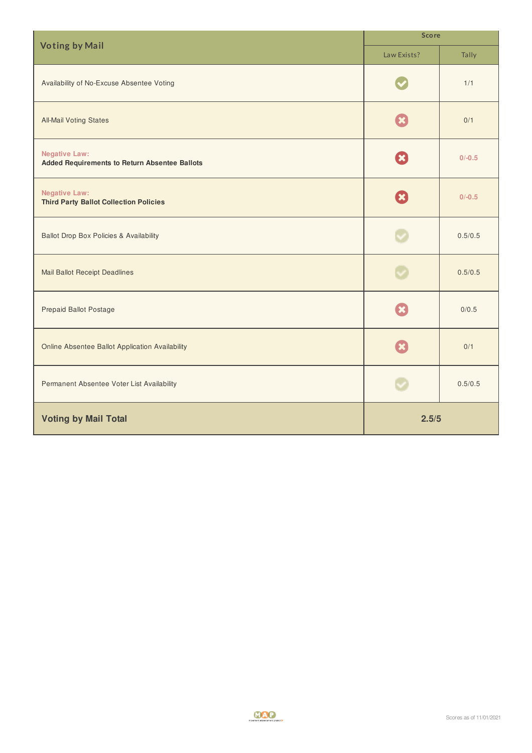| Voting by Mail | Score | |
|---|---|---|
| | Law Exists? | Tally |
| Availability of No-Excuse Absentee Voting | ✓ | 1/1 |
| All-Mail Voting States | ✗ | 0/1 |
| Negative Law: **Added Requirements to Return Absentee Ballots** | ✗ | 0/-0.5 |
| Negative Law: **Third Party Ballot Collection Policies** | ✗ | 0/-0.5 |
| Ballot Drop Box Policies & Availability | ✓ | 0.5/0.5 |
| Mail Ballot Receipt Deadlines | ✓ | 0.5/0.5 |
| Prepaid Ballot Postage | ✗ | 0/0.5 |
| Online Absentee Ballot Application Availability | ✗ | 0/1 |
| Permanent Absentee Voter List Availability | ✓ | 0.5/0.5 |
| **Voting by Mail Total** | **2.5/5** | |

Scores as of 11/01/2021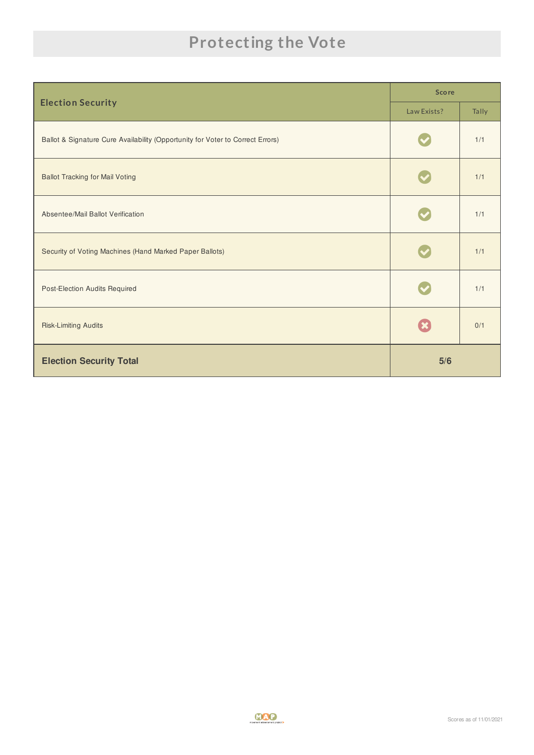# Protecting the Vote

| Election Security | Score | |
|---|---|---|
| | Law Exists? | Tally |
| Ballot & Signature Cure Availability (Opportunity for Voter to Correct Errors) | ✓ | 1/1 |
| Ballot Tracking for Mail Voting | ✓ | 1/1 |
| Absentee/Mail Ballot Verification | ✓ | 1/1 |
| Security of Voting Machines (Hand Marked Paper Ballots) | ✓ | 1/1 |
| Post-Election Audits Required | ✓ | 1/1 |
| Risk-Limiting Audits | ✗ | 0/1 |
| **Election Security Total** | **5/6** | |

Scores as of 11/01/2021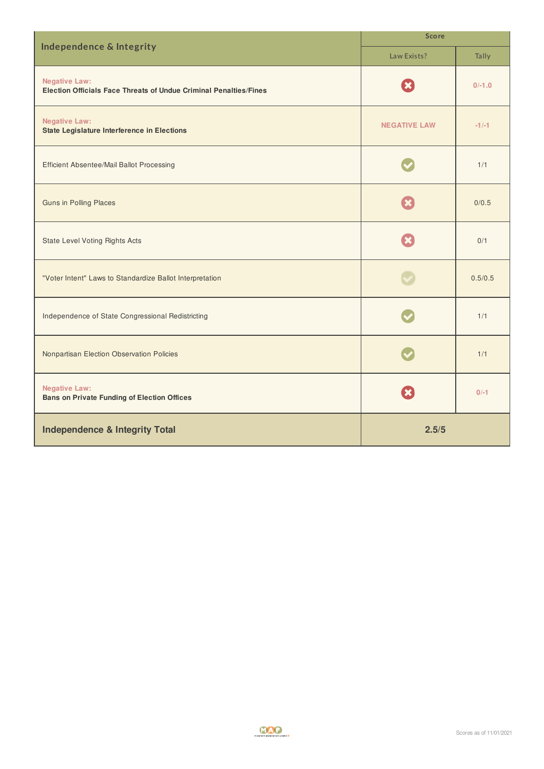| Independence & Integrity | Score | |
|---|---|---|
| | Law Exists? | Tally |
| Negative Law: **Election Officials Face Threats of Undue Criminal Penalties/Fines** | ✖ | 0/-1.0 |
| Negative Law: **State Legislature Interference in Elections** | NEGATIVE LAW | -1/-1 |
| Efficient Absentee/Mail Ballot Processing | ✔ | 1/1 |
| Guns in Polling Places | ✖ | 0/0.5 |
| State Level Voting Rights Acts | ✖ | 0/1 |
| "Voter Intent" Laws to Standardize Ballot Interpretation | ✔ | 0.5/0.5 |
| Independence of State Congressional Redistricting | ✔ | 1/1 |
| Nonpartisan Election Observation Policies | ✔ | 1/1 |
| Negative Law: **Bans on Private Funding of Election Offices** | ✖ | 0/-1 |
| **Independence & Integrity Total** | **2.5/5** | |

Scores as of 11/01/2021